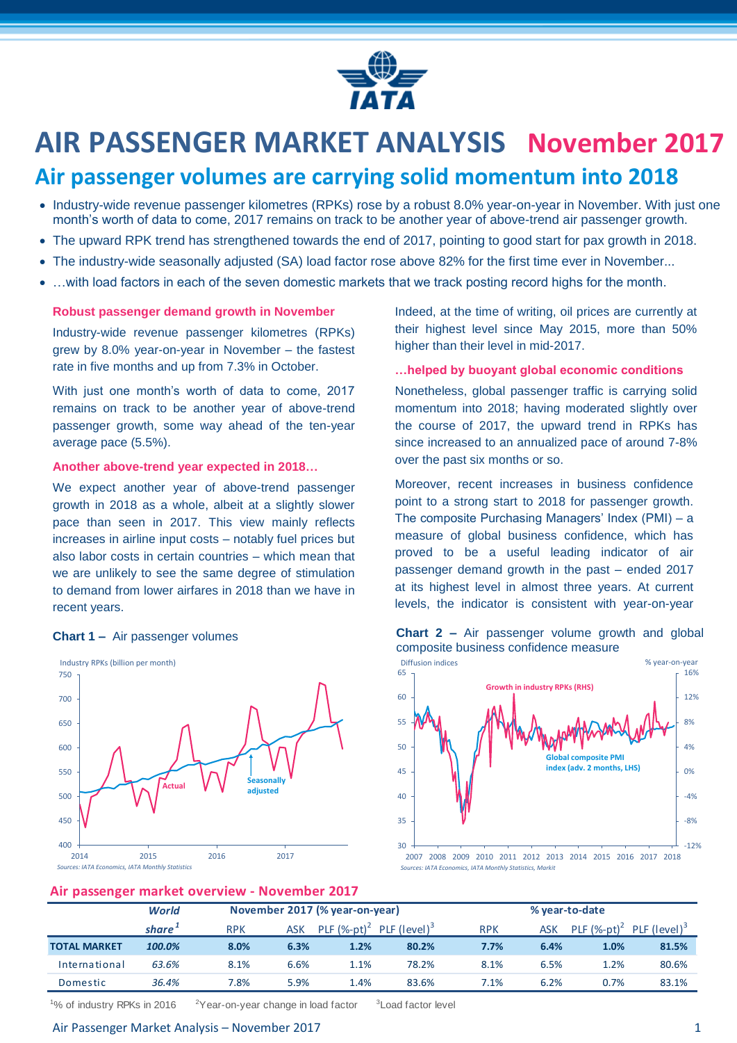# AIR PASSENGER MARKET ANALYSIS November 2017

## Air passenger volumes are carrying solid momentum into 2018

- Industry-wide revenue passenger kilometres (RPKs) rose by a robust 8.0% year-on-year in November. With just one month's worth of data to come, 2017 remains on track to be another year of above-trend air passenger growth.
- The upward RPK trend has strengthened towards the end of 2017, pointing to good start for pax growth in 2018.
- The industry-wide seasonally adjusted (SA) load factor rose above 82% for the first time ever in November...
- …with load factors in each of the seven domestic markets that we track posting record highs for the month.

### Robust passenger demand growth in November

Industry-wide revenue passenger kilometres (RPKs) grew by 8.0% year-on-year in November – the fastest rate in five months and up from 7.3% in October.

With just one month's worth of data to come, 2017 remains on track to be another year of above-trend passenger growth, some way ahead of the ten-year average pace (5.5%).

### Another above-trend year expected in 2018…

We expect another year of above-trend passenger growth in 2018 as a whole, albeit at a slightly slower pace than seen in 2017. This view mainly reflects increases in airline input costs – notably fuel prices but also labor costs in certain countries – which mean that we are unlikely to see the same degree of stimulation to demand from lower airfares in 2018 than we have in recent years.

**Chart 1 –** Air passenger volumes

**Chart 2 –** Air passenger volume growth and global composite business confidence measure

Indeed, at the time of writing, oil prices are currently at their highest level since May 2015, more than 50% higher than their level in mid-2017.

### …helped by buoyant global economic conditions

Nonetheless, global passenger traffic is carrying solid momentum into 2018; having moderated slightly over the course of 2017, the upward trend in RPKs has since increased to an annualized pace of around 7-8% over the past six months or so.

Moreover, recent increases in business confidence point to a strong start to 2018 for passenger growth. The composite Purchasing Managers' Index (PMI) – a measure of global business confidence, which has proved to be a useful leading indicator of air passenger demand growth in the past – ended 2017 at its highest level in almost three years. At current levels, the indicator is consistent with year-on-year

### Air passenger market overview - November 2017

| | World share[1] | November 2017 (% year-on-year) | | | | % year-to-date | | | |
|---|---|---|---|---|---|---|---|---|---|
| | | RPK | ASK | PLF (%-pt)[2] | PLF (level)[3] | RPK | ASK | PLF (%-pt)[2] | PLF (level)[3] |
| **TOTAL MARKET** | **100.0%** | **8.0%** | **6.3%** | **1.2%** | **80.2%** | **7.7%** | **6.4%** | **1.0%** | **81.5%** |
| International | 63.6% | 8.1% | 6.6% | 1.1% | 78.2% | 8.1% | 6.5% | 1.2% | 80.6% |
| Domestic | 36.4% | 7.8% | 5.9% | 1.4% | 83.6% | 7.1% | 6.2% | 0.7% | 83.1% |

[1]% of industry RPKs in 2016 [2]Year-on-year change in load factor [3]Load factor level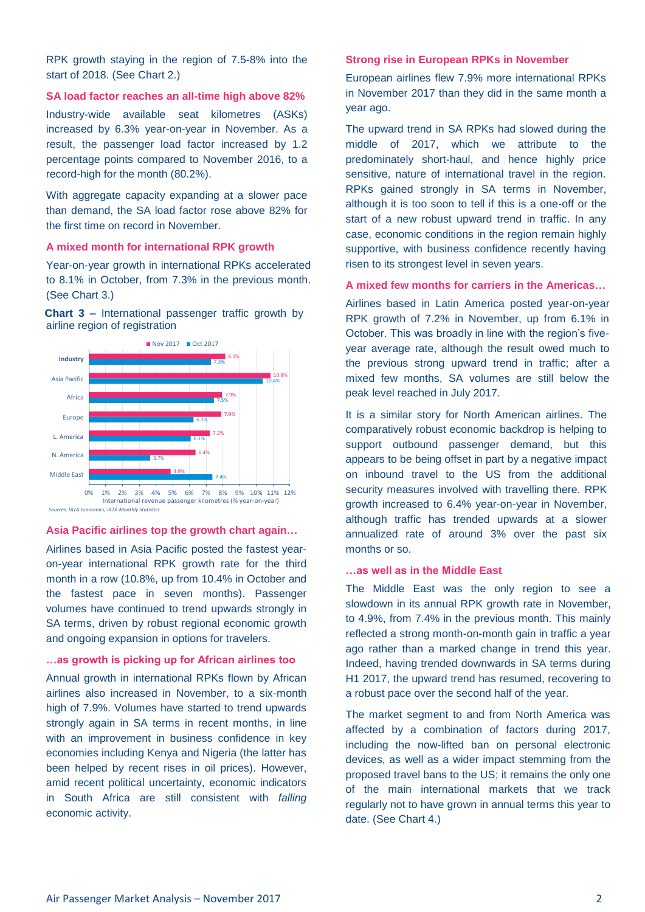RPK growth staying in the region of 7.5-8% into the start of 2018. (See Chart 2.)

### SA load factor reaches an all-time high above 82%

Industry-wide available seat kilometres (ASKs) increased by 6.3% year-on-year in November. As a result, the passenger load factor increased by 1.2 percentage points compared to November 2016, to a record-high for the month (80.2%).

With aggregate capacity expanding at a slower pace than demand, the SA load factor rose above 82% for the first time on record in November.

### A mixed month for international RPK growth

Year-on-year growth in international RPKs accelerated to 8.1% in October, from 7.3% in the previous month. (See Chart 3.)

**Chart 3 –** International passenger traffic growth by airline region of registration

| Region | Nov 2017 | Oct 2017 |
|---|---|---|
| Industry | 8.1% | 7.3% |
| Asia Pacific | 10.8% | 10.4% |
| Africa | 7.9% | 7.5% |
| Europe | 7.9% | 6.3% |
| L. America | 7.2% | 6.1% |
| N. America | 6.4% | 3.7% |
| Middle East | 4.9% | 7.4% |

International revenue passenger kilometres (% year-on-year)

*Sources: IATA Economics, IATA Monthly Statistics*

### Asia Pacific airlines top the growth chart again…

Airlines based in Asia Pacific posted the fastest year-on-year international RPK growth rate for the third month in a row (10.8%, up from 10.4% in October and the fastest pace in seven months). Passenger volumes have continued to trend upwards strongly in SA terms, driven by robust regional economic growth and ongoing expansion in options for travelers.

### …as growth is picking up for African airlines too

Annual growth in international RPKs flown by African airlines also increased in November, to a six-month high of 7.9%. Volumes have started to trend upwards strongly again in SA terms in recent months, in line with an improvement in business confidence in key economies including Kenya and Nigeria (the latter has been helped by recent rises in oil prices). However, amid recent political uncertainty, economic indicators in South Africa are still consistent with *falling* economic activity.

### Strong rise in European RPKs in November

European airlines flew 7.9% more international RPKs in November 2017 than they did in the same month a year ago.

The upward trend in SA RPKs had slowed during the middle of 2017, which we attribute to the predominately short-haul, and hence highly price sensitive, nature of international travel in the region. RPKs gained strongly in SA terms in November, although it is too soon to tell if this is a one-off or the start of a new robust upward trend in traffic. In any case, economic conditions in the region remain highly supportive, with business confidence recently having risen to its strongest level in seven years.

### A mixed few months for carriers in the Americas…

Airlines based in Latin America posted year-on-year RPK growth of 7.2% in November, up from 6.1% in October. This was broadly in line with the region's five-year average rate, although the result owed much to the previous strong upward trend in traffic; after a mixed few months, SA volumes are still below the peak level reached in July 2017.

It is a similar story for North American airlines. The comparatively robust economic backdrop is helping to support outbound passenger demand, but this appears to be being offset in part by a negative impact on inbound travel to the US from the additional security measures involved with travelling there. RPK growth increased to 6.4% year-on-year in November, although traffic has trended upwards at a slower annualized rate of around 3% over the past six months or so.

### …as well as in the Middle East

The Middle East was the only region to see a slowdown in its annual RPK growth rate in November, to 4.9%, from 7.4% in the previous month. This mainly reflected a strong month-on-month gain in traffic a year ago rather than a marked change in trend this year. Indeed, having trended downwards in SA terms during H1 2017, the upward trend has resumed, recovering to a robust pace over the second half of the year.

The market segment to and from North America was affected by a combination of factors during 2017, including the now-lifted ban on personal electronic devices, as well as a wider impact stemming from the proposed travel bans to the US; it remains the only one of the main international markets that we track regularly not to have grown in annual terms this year to date. (See Chart 4.)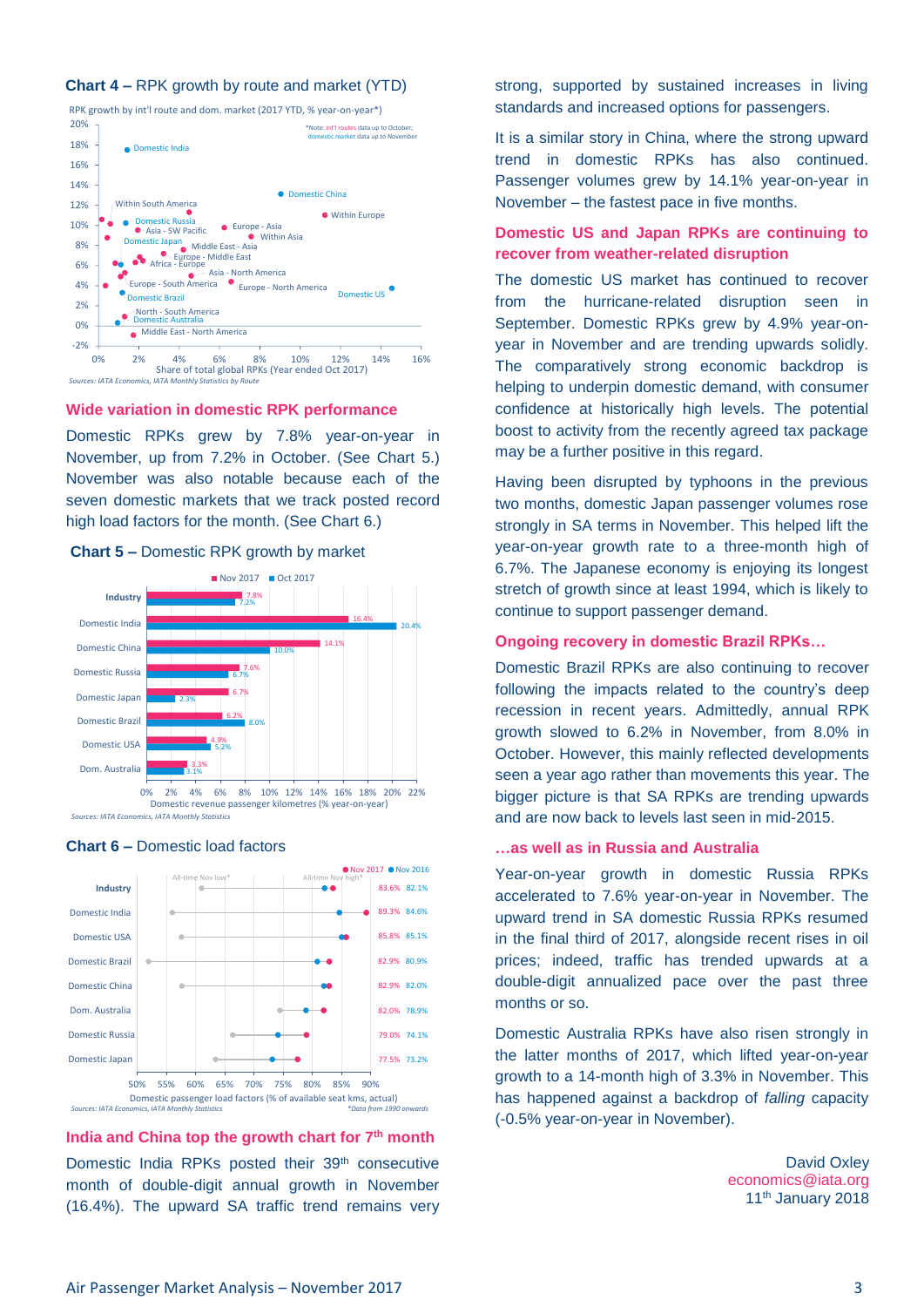**Chart 4 –** RPK growth by route and market (YTD)

RPK growth by int'l route and dom. market (2017 YTD, % year-on-year*)

*Note: int'l routes data up to October; domestic market data up to November

Share of total global RPKs (Year ended Oct 2017)

Sources: IATA Economics, IATA Monthly Statistics by Route

## Wide variation in domestic RPK performance

Domestic RPKs grew by 7.8% year-on-year in November, up from 7.2% in October. (See Chart 5.) November was also notable because each of the seven domestic markets that we track posted record high load factors for the month. (See Chart 6.)

**Chart 5 –** Domestic RPK growth by market

| | Nov 2017 | Oct 2017 |
|---|---|---|
| Industry | 7.8% | 7.2% |
| Domestic India | 16.4% | 20.4% |
| Domestic China | 14.1% | 10.0% |
| Domestic Russia | 7.6% | 6.7% |
| Domestic Japan | 6.7% | 2.3% |
| Domestic Brazil | 6.2% | 8.0% |
| Domestic USA | 4.9% | 5.2% |
| Dom. Australia | 3.3% | 3.1% |

Domestic revenue passenger kilometres (% year-on-year)

Sources: IATA Economics, IATA Monthly Statistics

**Chart 6 –** Domestic load factors

| | Nov 2017 | Nov 2016 |
|---|---|---|
| Industry | 83.6% | 82.1% |
| Domestic India | 89.3% | 84.6% |
| Domestic USA | 85.8% | 85.1% |
| Domestic Brazil | 82.9% | 80.9% |
| Domestic China | 82.9% | 82.0% |
| Dom. Australia | 82.0% | 78.9% |
| Domestic Russia | 79.0% | 74.1% |
| Domestic Japan | 77.5% | 73.2% |

Domestic passenger load factors (% of available seat kms, actual)

Sources: IATA Economics, IATA Monthly Statistics *Data from 1990 onwards

## India and China top the growth chart for 7th month

Domestic India RPKs posted their 39th consecutive month of double-digit annual growth in November (16.4%). The upward SA traffic trend remains very strong, supported by sustained increases in living standards and increased options for passengers.

It is a similar story in China, where the strong upward trend in domestic RPKs has also continued. Passenger volumes grew by 14.1% year-on-year in November – the fastest pace in five months.

## Domestic US and Japan RPKs are continuing to recover from weather-related disruption

The domestic US market has continued to recover from the hurricane-related disruption seen in September. Domestic RPKs grew by 4.9% year-on-year in November and are trending upwards solidly. The comparatively strong economic backdrop is helping to underpin domestic demand, with consumer confidence at historically high levels. The potential boost to activity from the recently agreed tax package may be a further positive in this regard.

Having been disrupted by typhoons in the previous two months, domestic Japan passenger volumes rose strongly in SA terms in November. This helped lift the year-on-year growth rate to a three-month high of 6.7%. The Japanese economy is enjoying its longest stretch of growth since at least 1994, which is likely to continue to support passenger demand.

## Ongoing recovery in domestic Brazil RPKs…

Domestic Brazil RPKs are also continuing to recover following the impacts related to the country's deep recession in recent years. Admittedly, annual RPK growth slowed to 6.2% in November, from 8.0% in October. However, this mainly reflected developments seen a year ago rather than movements this year. The bigger picture is that SA RPKs are trending upwards and are now back to levels last seen in mid-2015.

## …as well as in Russia and Australia

Year-on-year growth in domestic Russia RPKs accelerated to 7.6% year-on-year in November. The upward trend in SA domestic Russia RPKs resumed in the final third of 2017, alongside recent rises in oil prices; indeed, traffic has trended upwards at a double-digit annualized pace over the past three months or so.

Domestic Australia RPKs have also risen strongly in the latter months of 2017, which lifted year-on-year growth to a 14-month high of 3.3% in November. This has happened against a backdrop of *falling* capacity (-0.5% year-on-year in November).

David Oxley
economics@iata.org
11th January 2018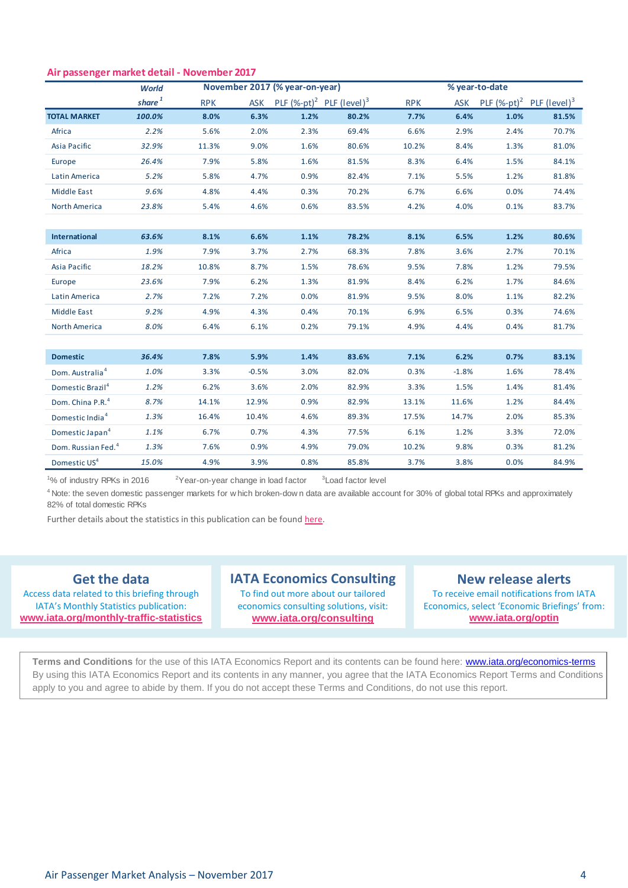## Air passenger market detail - November 2017

| | World share[1] | November 2017 (% year-on-year) | | | | % year-to-date | | | |
|---|---|---|---|---|---|---|---|---|---|
| | | RPK | ASK | PLF (%-pt)[2] | PLF (level)[3] | RPK | ASK | PLF (%-pt)[2] | PLF (level)[3] |
| **TOTAL MARKET** | *100.0%* | **8.0%** | **6.3%** | **1.2%** | **80.2%** | **7.7%** | **6.4%** | **1.0%** | **81.5%** |
| Africa | *2.2%* | 5.6% | 2.0% | 2.3% | 69.4% | 6.6% | 2.9% | 2.4% | 70.7% |
| Asia Pacific | *32.9%* | 11.3% | 9.0% | 1.6% | 80.6% | 10.2% | 8.4% | 1.3% | 81.0% |
| Europe | *26.4%* | 7.9% | 5.8% | 1.6% | 81.5% | 8.3% | 6.4% | 1.5% | 84.1% |
| Latin America | *5.2%* | 5.8% | 4.7% | 0.9% | 82.4% | 7.1% | 5.5% | 1.2% | 81.8% |
| Middle East | *9.6%* | 4.8% | 4.4% | 0.3% | 70.2% | 6.7% | 6.6% | 0.0% | 74.4% |
| North America | *23.8%* | 5.4% | 4.6% | 0.6% | 83.5% | 4.2% | 4.0% | 0.1% | 83.7% |
| **International** | *63.6%* | **8.1%** | **6.6%** | **1.1%** | **78.2%** | **8.1%** | **6.5%** | **1.2%** | **80.6%** |
| Africa | *1.9%* | 7.9% | 3.7% | 2.7% | 68.3% | 7.8% | 3.6% | 2.7% | 70.1% |
| Asia Pacific | *18.2%* | 10.8% | 8.7% | 1.5% | 78.6% | 9.5% | 7.8% | 1.2% | 79.5% |
| Europe | *23.6%* | 7.9% | 6.2% | 1.3% | 81.9% | 8.4% | 6.2% | 1.7% | 84.6% |
| Latin America | *2.7%* | 7.2% | 7.2% | 0.0% | 81.9% | 9.5% | 8.0% | 1.1% | 82.2% |
| Middle East | *9.2%* | 4.9% | 4.3% | 0.4% | 70.1% | 6.9% | 6.5% | 0.3% | 74.6% |
| North America | *8.0%* | 6.4% | 6.1% | 0.2% | 79.1% | 4.9% | 4.4% | 0.4% | 81.7% |
| **Domestic** | *36.4%* | **7.8%** | **5.9%** | **1.4%** | **83.6%** | **7.1%** | **6.2%** | **0.7%** | **83.1%** |
| Dom. Australia[4] | *1.0%* | 3.3% | -0.5% | 3.0% | 82.0% | 0.3% | -1.8% | 1.6% | 78.4% |
| Domestic Brazil[4] | *1.2%* | 6.2% | 3.6% | 2.0% | 82.9% | 3.3% | 1.5% | 1.4% | 81.4% |
| Dom. China P.R.[4] | *8.7%* | 14.1% | 12.9% | 0.9% | 82.9% | 13.1% | 11.6% | 1.2% | 84.4% |
| Domestic India[4] | *1.3%* | 16.4% | 10.4% | 4.6% | 89.3% | 17.5% | 14.7% | 2.0% | 85.3% |
| Domestic Japan[4] | *1.1%* | 6.7% | 0.7% | 4.3% | 77.5% | 6.1% | 1.2% | 3.3% | 72.0% |
| Dom. Russian Fed.[4] | *1.3%* | 7.6% | 0.9% | 4.9% | 79.0% | 10.2% | 9.8% | 0.3% | 81.2% |
| Domestic US[4] | *15.0%* | 4.9% | 3.9% | 0.8% | 85.8% | 3.7% | 3.8% | 0.0% | 84.9% |

[1]% of industry RPKs in 2016 [2]Year-on-year change in load factor [3]Load factor level

[4]Note: the seven domestic passenger markets for which broken-down data are available account for 30% of global total RPKs and approximately 82% of total domestic RPKs

Further details about the statistics in this publication can be found here.

### Get the data

Access data related to this briefing through IATA's Monthly Statistics publication: **www.iata.org/monthly-traffic-statistics**

### IATA Economics Consulting

To find out more about our tailored economics consulting solutions, visit: **www.iata.org/consulting**

### New release alerts

To receive email notifications from IATA Economics, select 'Economic Briefings' from: **www.iata.org/optin**

**Terms and Conditions** for the use of this IATA Economics Report and its contents can be found here: www.iata.org/economics-terms
By using this IATA Economics Report and its contents in any manner, you agree that the IATA Economics Report Terms and Conditions apply to you and agree to abide by them. If you do not accept these Terms and Conditions, do not use this report.